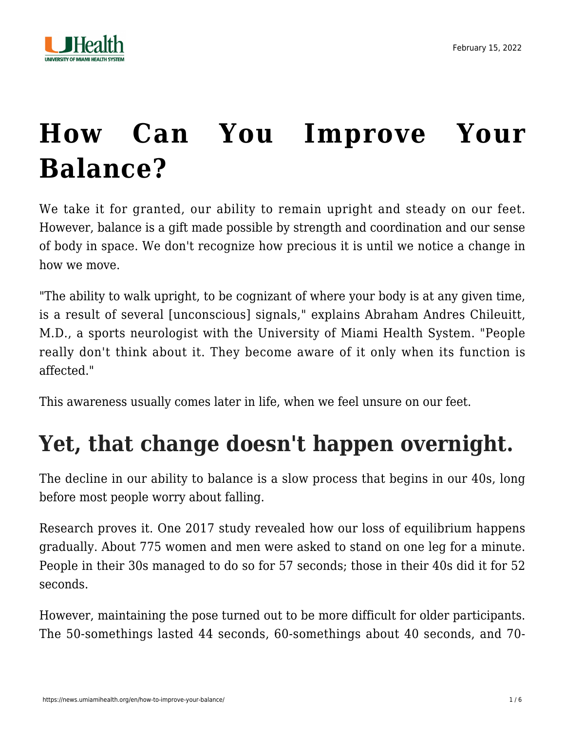# How Can You Improve Your Balance?

We take it for granted, our ability to remain upright and steady on our feet. However, balance is a gift made possible by strength and coordination and our sense of body in space. We don't recognize how precious it is until we notice a change in how we move.

"The ability to walk upright, to be cognizant of where your body is at any given time, is a result of several [unconscious] signals," explains Abraham Andres Chileuitt, M.D., a sports neurologist with the University of Miami Health System. "People really don't think about it. They become aware of it only when its function is affected."

This awareness usually comes later in life, when we feel unsure on our feet.

## Yet, that change doesn't happen overnight.

The decline in our ability to balance is a slow process that begins in our 40s, long before most people worry about falling.

Research proves it. One 2017 study revealed how our loss of equilibrium happens gradually. About 775 women and men were asked to stand on one leg for a minute. People in their 30s managed to do so for 57 seconds; those in their 40s did it for 52 seconds.

However, maintaining the pose turned out to be more difficult for older participants. The 50-somethings lasted 44 seconds, 60-somethings about 40 seconds, and 70-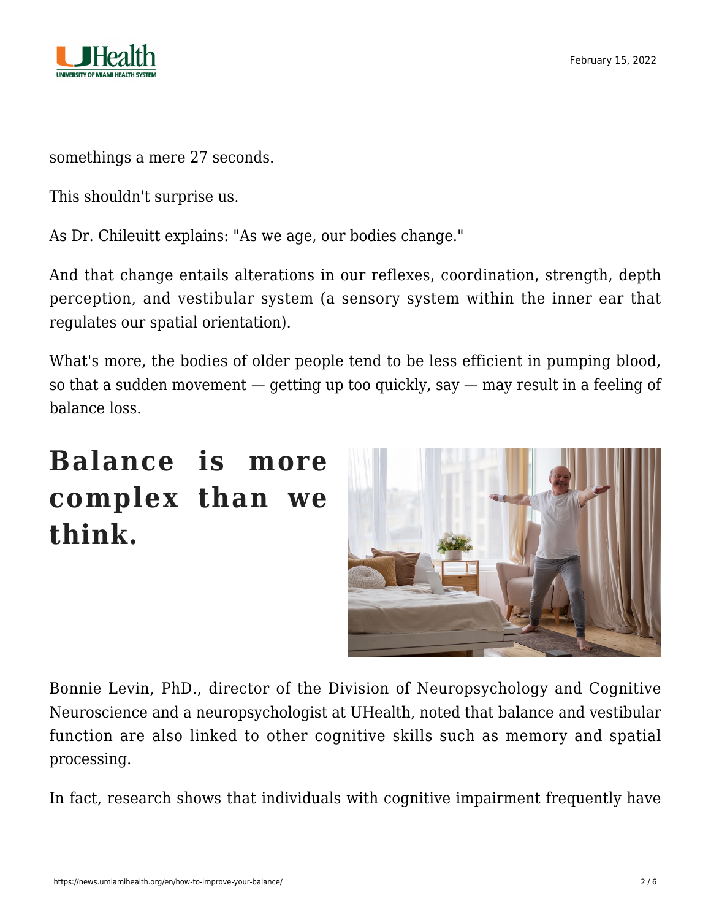somethings a mere 27 seconds.

This shouldn't surprise us.

As Dr. Chileuitt explains: "As we age, our bodies change."

And that change entails alterations in our reflexes, coordination, strength, depth perception, and vestibular system (a sensory system within the inner ear that regulates our spatial orientation).

What's more, the bodies of older people tend to be less efficient in pumping blood, so that a sudden movement — getting up too quickly, say — may result in a feeling of balance loss.

## Balance is more complex than we think.

Bonnie Levin, PhD., director of the Division of Neuropsychology and Cognitive Neuroscience and a neuropsychologist at UHealth, noted that balance and vestibular function are also linked to other cognitive skills such as memory and spatial processing.

In fact, research shows that individuals with cognitive impairment frequently have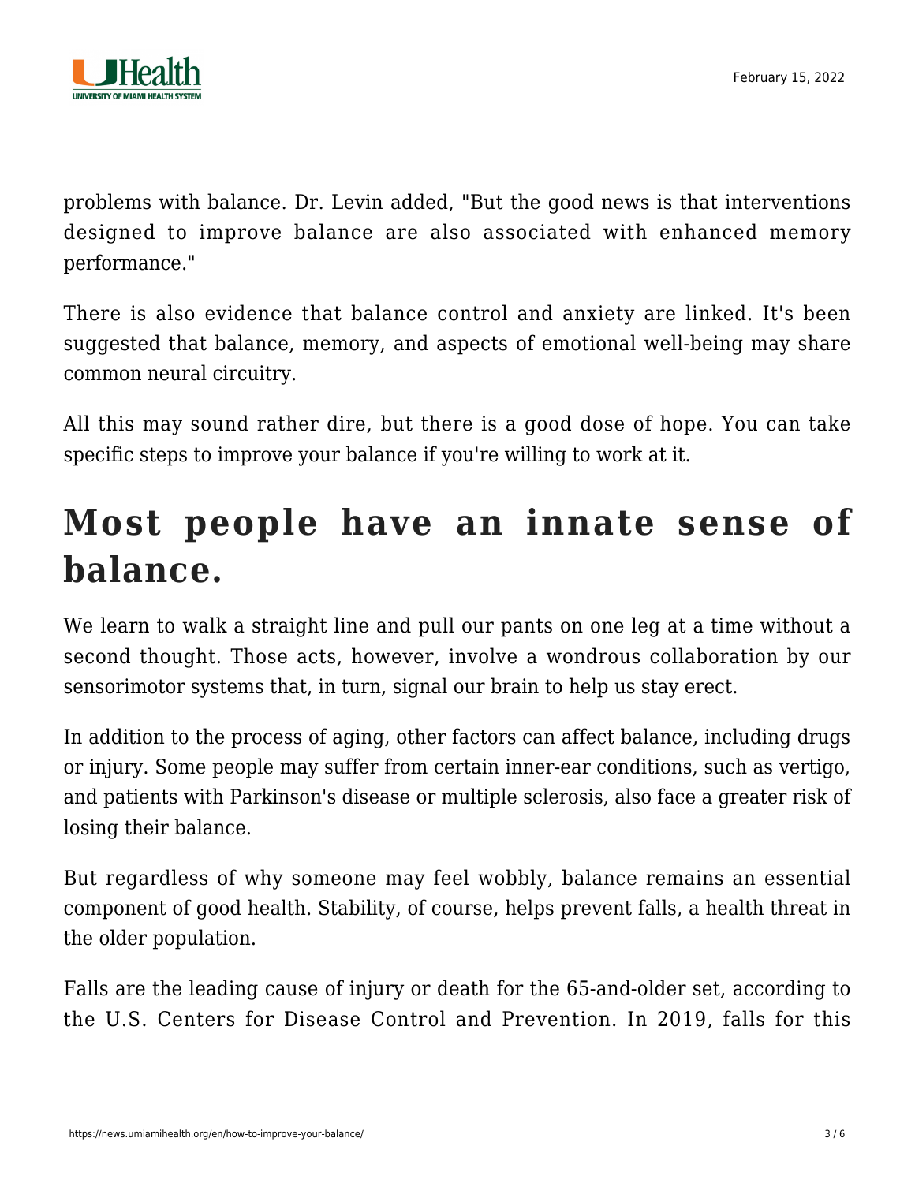problems with balance. Dr. Levin added, "But the good news is that interventions designed to improve balance are also associated with enhanced memory performance."

There is also evidence that balance control and anxiety are linked. It's been suggested that balance, memory, and aspects of emotional well-being may share common neural circuitry.

All this may sound rather dire, but there is a good dose of hope. You can take specific steps to improve your balance if you're willing to work at it.

## Most people have an innate sense of balance.

We learn to walk a straight line and pull our pants on one leg at a time without a second thought. Those acts, however, involve a wondrous collaboration by our sensorimotor systems that, in turn, signal our brain to help us stay erect.

In addition to the process of aging, other factors can affect balance, including drugs or injury. Some people may suffer from certain inner-ear conditions, such as vertigo, and patients with Parkinson's disease or multiple sclerosis, also face a greater risk of losing their balance.

But regardless of why someone may feel wobbly, balance remains an essential component of good health. Stability, of course, helps prevent falls, a health threat in the older population.

Falls are the leading cause of injury or death for the 65-and-older set, according to the U.S. Centers for Disease Control and Prevention. In 2019, falls for this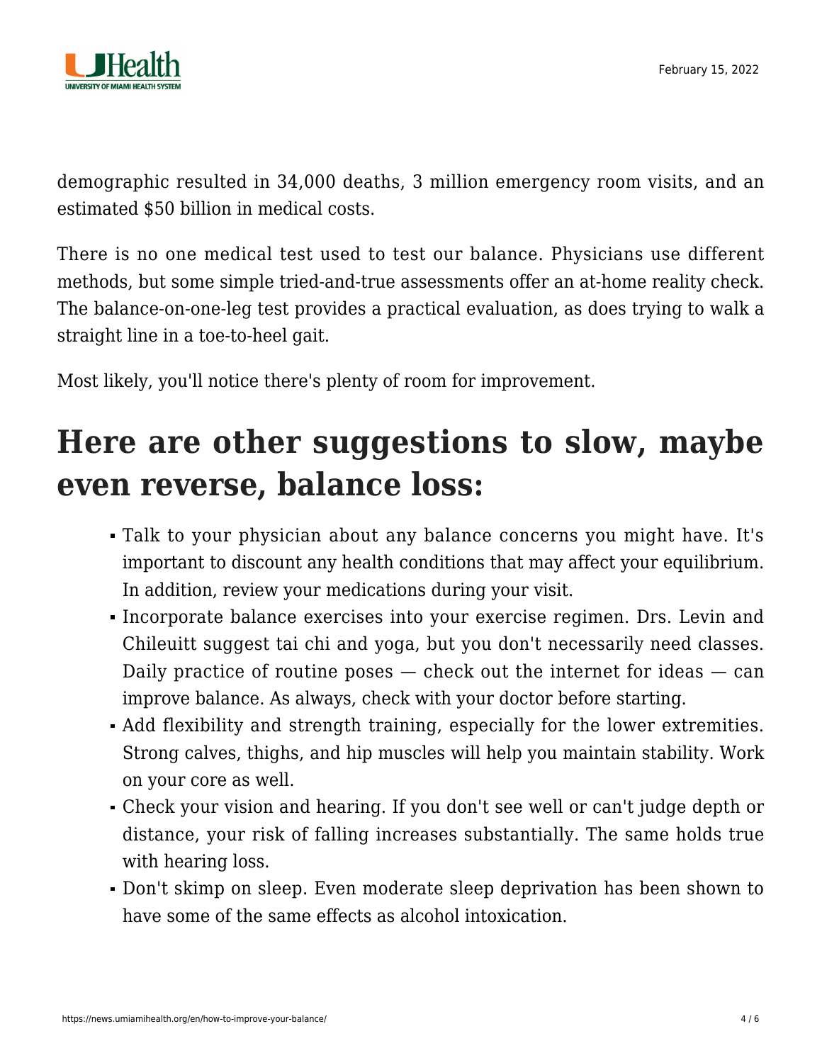demographic resulted in 34,000 deaths, 3 million emergency room visits, and an estimated $50 billion in medical costs.

There is no one medical test used to test our balance. Physicians use different methods, but some simple tried-and-true assessments offer an at-home reality check. The balance-on-one-leg test provides a practical evaluation, as does trying to walk a straight line in a toe-to-heel gait.

Most likely, you'll notice there's plenty of room for improvement.

## Here are other suggestions to slow, maybe even reverse, balance loss:

- Talk to your physician about any balance concerns you might have. It's important to discount any health conditions that may affect your equilibrium. In addition, review your medications during your visit.
- Incorporate balance exercises into your exercise regimen. Drs. Levin and Chileuitt suggest tai chi and yoga, but you don't necessarily need classes. Daily practice of routine poses — check out the internet for ideas — can improve balance. As always, check with your doctor before starting.
- Add flexibility and strength training, especially for the lower extremities. Strong calves, thighs, and hip muscles will help you maintain stability. Work on your core as well.
- Check your vision and hearing. If you don't see well or can't judge depth or distance, your risk of falling increases substantially. The same holds true with hearing loss.
- Don't skimp on sleep. Even moderate sleep deprivation has been shown to have some of the same effects as alcohol intoxication.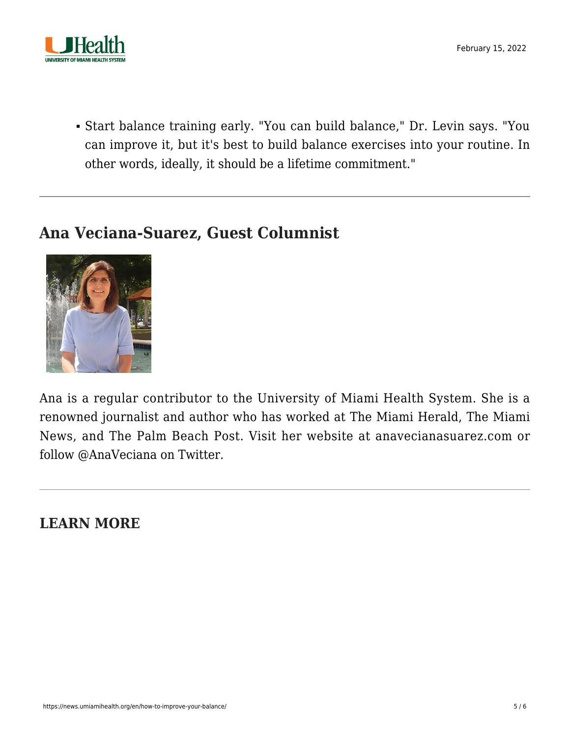- Start balance training early. "You can build balance," Dr. Levin says. "You can improve it, but it's best to build balance exercises into your routine. In other words, ideally, it should be a lifetime commitment."

---

## Ana Veciana-Suarez, Guest Columnist

Ana is a regular contributor to the University of Miami Health System. She is a renowned journalist and author who has worked at The Miami Herald, The Miami News, and The Palm Beach Post. Visit her website at anavecianasuarez.com or follow @AnaVeciana on Twitter.

---

## LEARN MORE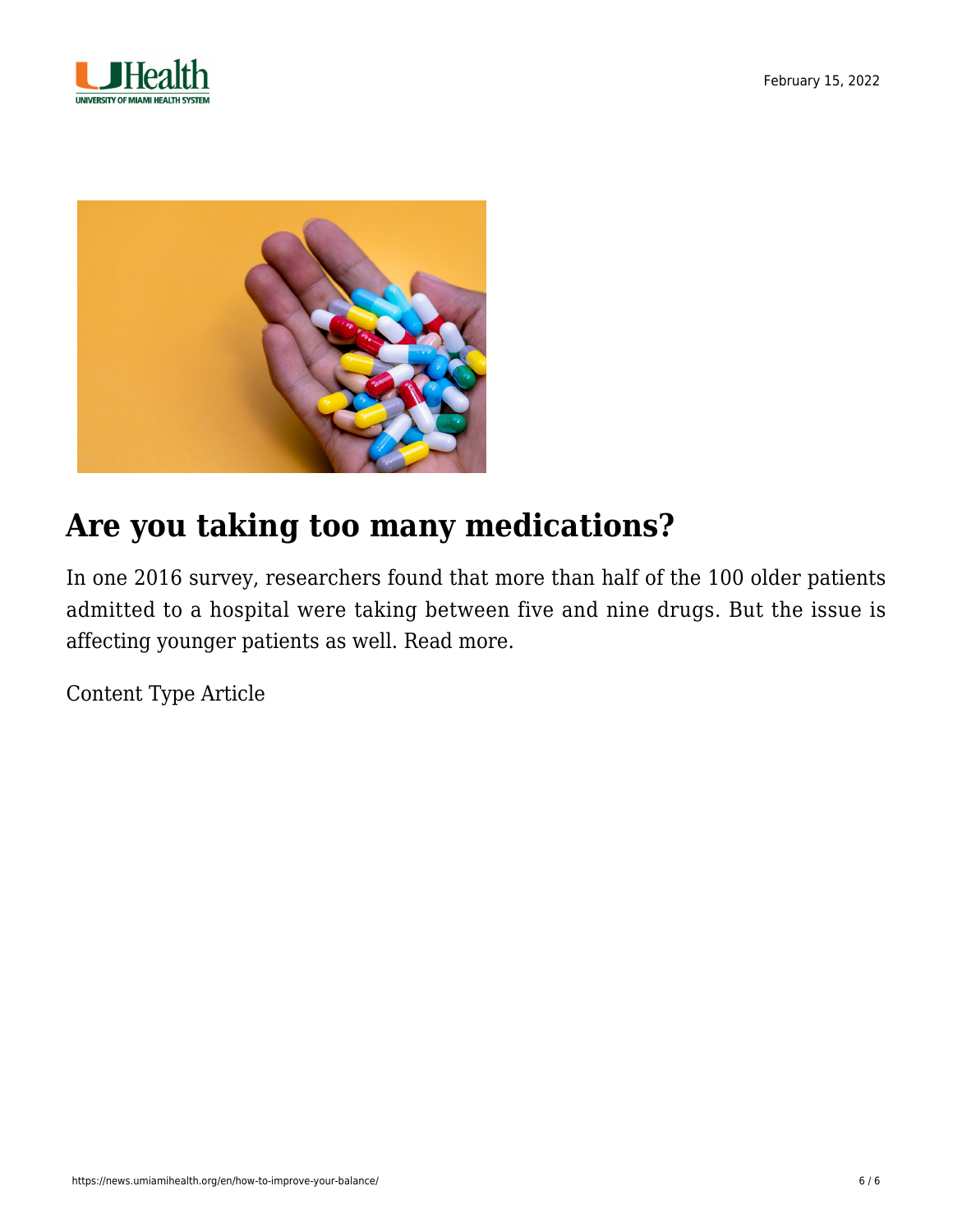## Are you taking too many medications?

In one 2016 survey, researchers found that more than half of the 100 older patients admitted to a hospital were taking between five and nine drugs. But the issue is affecting younger patients as well. Read more.

Content Type Article